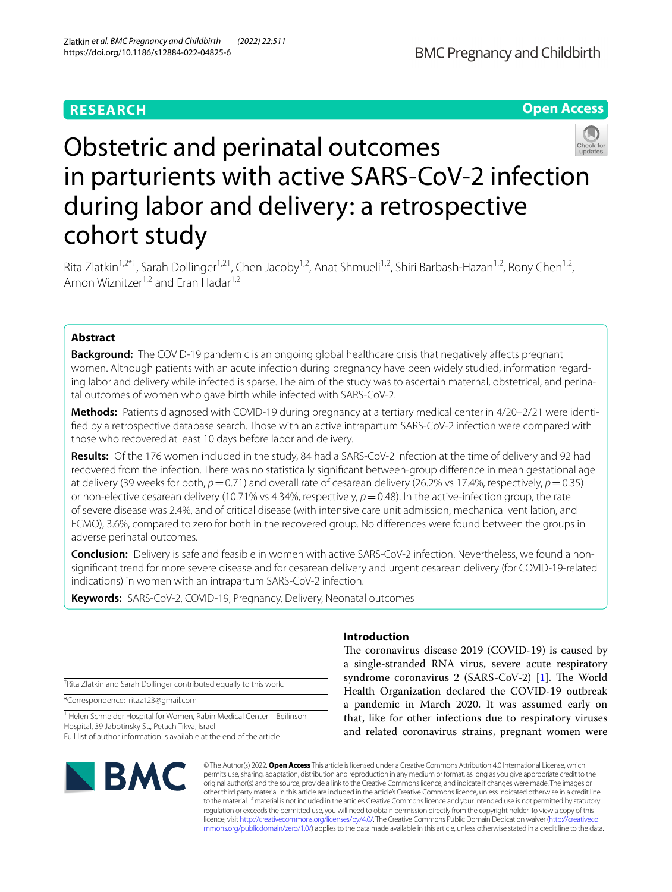RESEARCH

Open Access

# Obstetric and perinatal outcomes in parturients with active SARS-CoV-2 infection during labor and delivery: a retrospective cohort study

Rita Zlatkin[1,2*†], Sarah Dollinger[1,2†], Chen Jacoby[1,2], Anat Shmueli[1,2], Shiri Barbash-Hazan[1,2], Rony Chen[1,2], Arnon Wiznitzer[1,2] and Eran Hadar[1,2]

## Abstract

**Background:** The COVID-19 pandemic is an ongoing global healthcare crisis that negatively affects pregnant women. Although patients with an acute infection during pregnancy have been widely studied, information regarding labor and delivery while infected is sparse. The aim of the study was to ascertain maternal, obstetrical, and perinatal outcomes of women who gave birth while infected with SARS-CoV-2.

**Methods:** Patients diagnosed with COVID-19 during pregnancy at a tertiary medical center in 4/20–2/21 were identified by a retrospective database search. Those with an active intrapartum SARS-CoV-2 infection were compared with those who recovered at least 10 days before labor and delivery.

**Results:** Of the 176 women included in the study, 84 had a SARS-CoV-2 infection at the time of delivery and 92 had recovered from the infection. There was no statistically significant between-group difference in mean gestational age at delivery (39 weeks for both, $p = 0.71$) and overall rate of cesarean delivery (26.2% vs 17.4%, respectively, $p = 0.35$) or non-elective cesarean delivery (10.71% vs 4.34%, respectively, $p = 0.48$). In the active-infection group, the rate of severe disease was 2.4%, and of critical disease (with intensive care unit admission, mechanical ventilation, and ECMO), 3.6%, compared to zero for both in the recovered group. No differences were found between the groups in adverse perinatal outcomes.

**Conclusion:** Delivery is safe and feasible in women with active SARS-CoV-2 infection. Nevertheless, we found a non-significant trend for more severe disease and for cesarean delivery and urgent cesarean delivery (for COVID-19-related indications) in women with an intrapartum SARS-CoV-2 infection.

**Keywords:** SARS-CoV-2, COVID-19, Pregnancy, Delivery, Neonatal outcomes

## Introduction

The coronavirus disease 2019 (COVID-19) is caused by a single-stranded RNA virus, severe acute respiratory syndrome coronavirus 2 (SARS-CoV-2) [1]. The World Health Organization declared the COVID-19 outbreak a pandemic in March 2020. It was assumed early on that, like for other infections due to respiratory viruses and related coronavirus strains, pregnant women were

†Rita Zlatkin and Sarah Dollinger contributed equally to this work.

*Correspondence: ritaz123@gmail.com

[1] Helen Schneider Hospital for Women, Rabin Medical Center – Beilinson Hospital, 39 Jabotinsky St., Petach Tikva, Israel

Full list of author information is available at the end of the article

© The Author(s) 2022. **Open Access** This article is licensed under a Creative Commons Attribution 4.0 International License, which permits use, sharing, adaptation, distribution and reproduction in any medium or format, as long as you give appropriate credit to the original author(s) and the source, provide a link to the Creative Commons licence, and indicate if changes were made. The images or other third party material in this article are included in the article's Creative Commons licence, unless indicated otherwise in a credit line to the material. If material is not included in the article's Creative Commons licence and your intended use is not permitted by statutory regulation or exceeds the permitted use, you will need to obtain permission directly from the copyright holder. To view a copy of this licence, visit http://creativecommons.org/licenses/by/4.0/. The Creative Commons Public Domain Dedication waiver (http://creativecommons.org/publicdomain/zero/1.0/) applies to the data made available in this article, unless otherwise stated in a credit line to the data.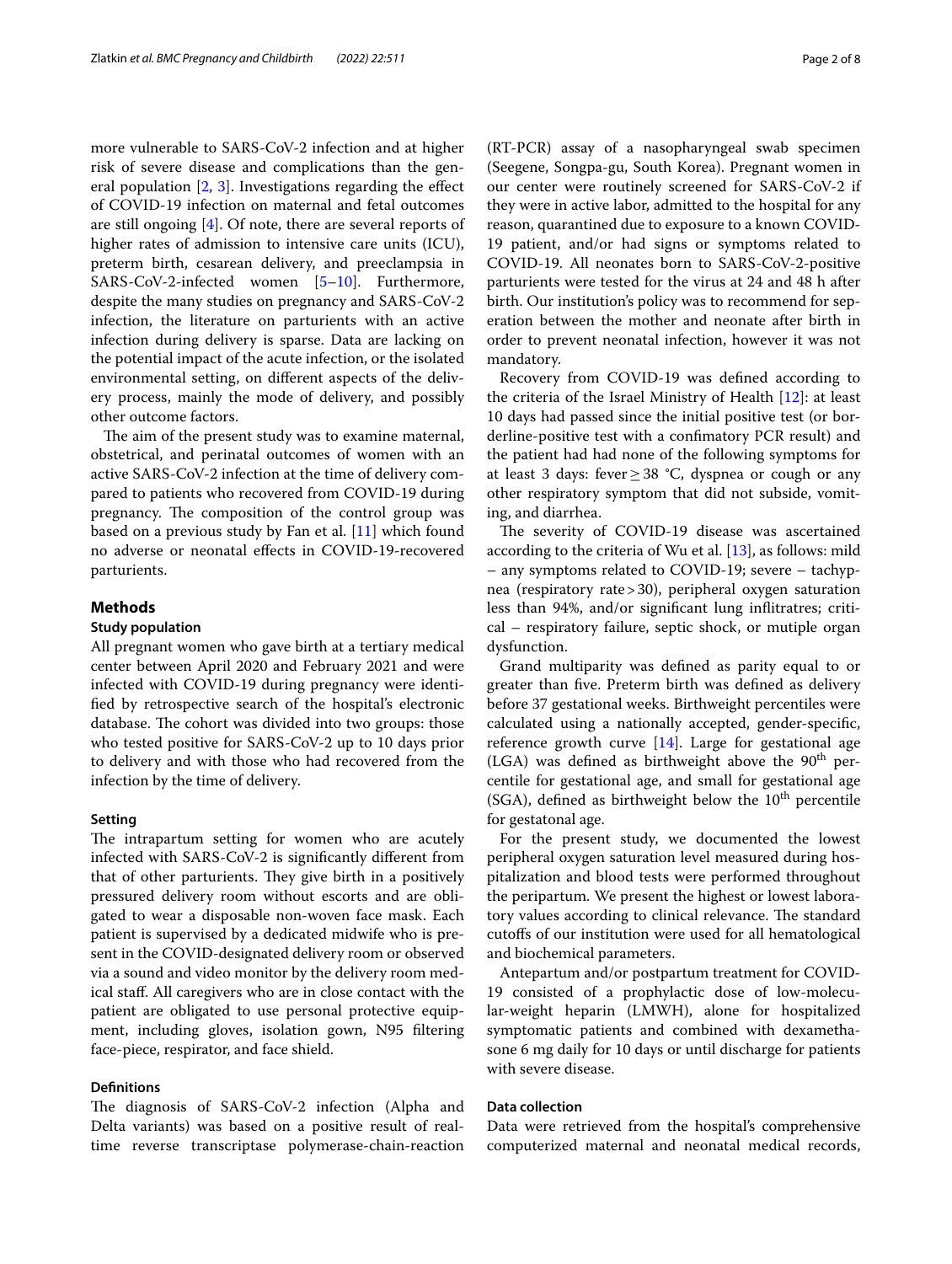more vulnerable to SARS-CoV-2 infection and at higher risk of severe disease and complications than the general population [2, 3]. Investigations regarding the effect of COVID-19 infection on maternal and fetal outcomes are still ongoing [4]. Of note, there are several reports of higher rates of admission to intensive care units (ICU), preterm birth, cesarean delivery, and preeclampsia in SARS-CoV-2-infected women [5–10]. Furthermore, despite the many studies on pregnancy and SARS-CoV-2 infection, the literature on parturients with an active infection during delivery is sparse. Data are lacking on the potential impact of the acute infection, or the isolated environmental setting, on different aspects of the delivery process, mainly the mode of delivery, and possibly other outcome factors.

The aim of the present study was to examine maternal, obstetrical, and perinatal outcomes of women with an active SARS-CoV-2 infection at the time of delivery compared to patients who recovered from COVID-19 during pregnancy. The composition of the control group was based on a previous study by Fan et al. [11] which found no adverse or neonatal effects in COVID-19-recovered parturients.

## Methods

### Study population

All pregnant women who gave birth at a tertiary medical center between April 2020 and February 2021 and were infected with COVID-19 during pregnancy were identified by retrospective search of the hospital's electronic database. The cohort was divided into two groups: those who tested positive for SARS-CoV-2 up to 10 days prior to delivery and with those who had recovered from the infection by the time of delivery.

### Setting

The intrapartum setting for women who are acutely infected with SARS-CoV-2 is significantly different from that of other parturients. They give birth in a positively pressured delivery room without escorts and are obligated to wear a disposable non-woven face mask. Each patient is supervised by a dedicated midwife who is present in the COVID-designated delivery room or observed via a sound and video monitor by the delivery room medical staff. All caregivers who are in close contact with the patient are obligated to use personal protective equipment, including gloves, isolation gown, N95 filtering face-piece, respirator, and face shield.

### Definitions

The diagnosis of SARS-CoV-2 infection (Alpha and Delta variants) was based on a positive result of real-time reverse transcriptase polymerase-chain-reaction (RT-PCR) assay of a nasopharyngeal swab specimen (Seegene, Songpa-gu, South Korea). Pregnant women in our center were routinely screened for SARS-CoV-2 if they were in active labor, admitted to the hospital for any reason, quarantined due to exposure to a known COVID-19 patient, and/or had signs or symptoms related to COVID-19. All neonates born to SARS-CoV-2-positive parturients were tested for the virus at 24 and 48 h after birth. Our institution's policy was to recommend for seperation between the mother and neonate after birth in order to prevent neonatal infection, however it was not mandatory.

Recovery from COVID-19 was defined according to the criteria of the Israel Ministry of Health [12]: at least 10 days had passed since the initial positive test (or borderline-positive test with a confimatory PCR result) and the patient had had none of the following symptoms for at least 3 days: fever $\geq 38$ °C, dyspnea or cough or any other respiratory symptom that did not subside, vomiting, and diarrhea.

The severity of COVID-19 disease was ascertained according to the criteria of Wu et al. [13], as follows: mild – any symptoms related to COVID-19; severe – tachypnea (respiratory rate > 30), peripheral oxygen saturation less than 94%, and/or significant lung infiltrates; critical – respiratory failure, septic shock, or mutiple organ dysfunction.

Grand multiparity was defined as parity equal to or greater than five. Preterm birth was defined as delivery before 37 gestational weeks. Birthweight percentiles were calculated using a nationally accepted, gender-specific, reference growth curve [14]. Large for gestational age (LGA) was defined as birthweight above the 90$^{th}$ percentile for gestational age, and small for gestational age (SGA), defined as birthweight below the 10$^{th}$ percentile for gestatonal age.

For the present study, we documented the lowest peripheral oxygen saturation level measured during hospitalization and blood tests were performed throughout the peripartum. We present the highest or lowest laboratory values according to clinical relevance. The standard cutoffs of our institution were used for all hematological and biochemical parameters.

Antepartum and/or postpartum treatment for COVID-19 consisted of a prophylactic dose of low-molecular-weight heparin (LMWH), alone for hospitalized symptomatic patients and combined with dexamethasone 6 mg daily for 10 days or until discharge for patients with severe disease.

### Data collection

Data were retrieved from the hospital's comprehensive computerized maternal and neonatal medical records,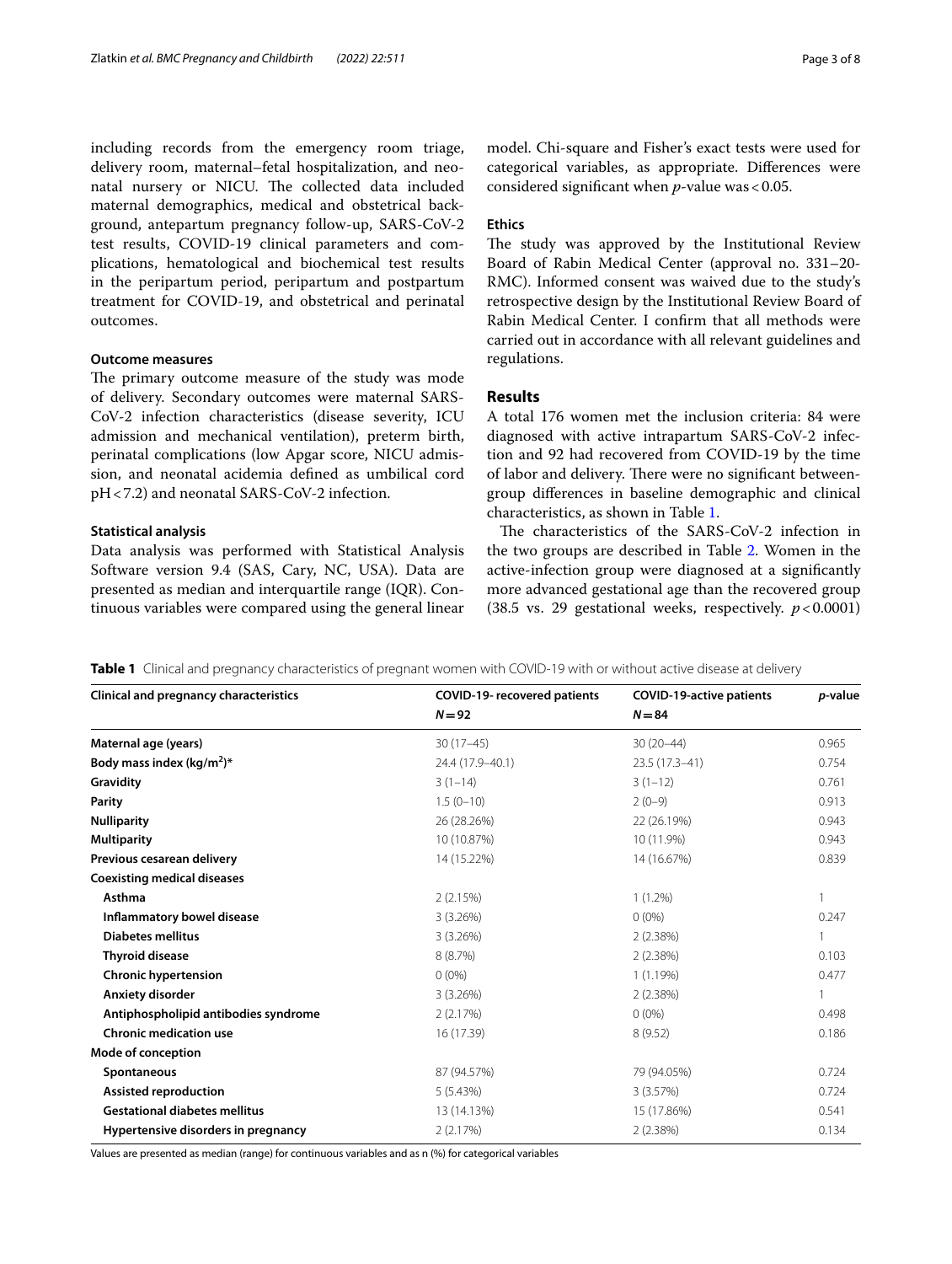including records from the emergency room triage, delivery room, maternal–fetal hospitalization, and neonatal nursery or NICU. The collected data included maternal demographics, medical and obstetrical background, antepartum pregnancy follow-up, SARS-CoV-2 test results, COVID-19 clinical parameters and complications, hematological and biochemical test results in the peripartum period, peripartum and postpartum treatment for COVID-19, and obstetrical and perinatal outcomes.

### Outcome measures

The primary outcome measure of the study was mode of delivery. Secondary outcomes were maternal SARS-CoV-2 infection characteristics (disease severity, ICU admission and mechanical ventilation), preterm birth, perinatal complications (low Apgar score, NICU admission, and neonatal acidemia defined as umbilical cord pH < 7.2) and neonatal SARS-CoV-2 infection.

### Statistical analysis

Data analysis was performed with Statistical Analysis Software version 9.4 (SAS, Cary, NC, USA). Data are presented as median and interquartile range (IQR). Continuous variables were compared using the general linear model. Chi-square and Fisher's exact tests were used for categorical variables, as appropriate. Differences were considered significant when *p*-value was < 0.05.

### Ethics

The study was approved by the Institutional Review Board of Rabin Medical Center (approval no. 331–20-RMC). Informed consent was waived due to the study's retrospective design by the Institutional Review Board of Rabin Medical Center. I confirm that all methods were carried out in accordance with all relevant guidelines and regulations.

## Results

A total 176 women met the inclusion criteria: 84 were diagnosed with active intrapartum SARS-CoV-2 infection and 92 had recovered from COVID-19 by the time of labor and delivery. There were no significant between-group differences in baseline demographic and clinical characteristics, as shown in Table 1.

The characteristics of the SARS-CoV-2 infection in the two groups are described in Table 2. Women in the active-infection group were diagnosed at a significantly more advanced gestational age than the recovered group (38.5 vs. 29 gestational weeks, respectively. $p < 0.0001$)

**Table 1** Clinical and pregnancy characteristics of pregnant women with COVID-19 with or without active disease at delivery

| Clinical and pregnancy characteristics | COVID-19- recovered patients $N = 92$ | COVID-19-active patients $N = 84$ | *p*-value |
|---|---|---|---|
| **Maternal age (years)** | 30 (17–45) | 30 (20–44) | 0.965 |
| **Body mass index (kg/m$^2$)*** | 24.4 (17.9–40.1) | 23.5 (17.3–41) | 0.754 |
| **Gravidity** | 3 (1–14) | 3 (1–12) | 0.761 |
| **Parity** | 1.5 (0–10) | 2 (0–9) | 0.913 |
| **Nulliparity** | 26 (28.26%) | 22 (26.19%) | 0.943 |
| **Multiparity** | 10 (10.87%) | 10 (11.9%) | 0.943 |
| **Previous cesarean delivery** | 14 (15.22%) | 14 (16.67%) | 0.839 |
| **Coexisting medical diseases** | | | |
| **Asthma** | 2 (2.15%) | 1 (1.2%) | 1 |
| **Inflammatory bowel disease** | 3 (3.26%) | 0 (0%) | 0.247 |
| **Diabetes mellitus** | 3 (3.26%) | 2 (2.38%) | 1 |
| **Thyroid disease** | 8 (8.7%) | 2 (2.38%) | 0.103 |
| **Chronic hypertension** | 0 (0%) | 1 (1.19%) | 0.477 |
| **Anxiety disorder** | 3 (3.26%) | 2 (2.38%) | 1 |
| **Antiphospholipid antibodies syndrome** | 2 (2.17%) | 0 (0%) | 0.498 |
| **Chronic medication use** | 16 (17.39) | 8 (9.52) | 0.186 |
| **Mode of conception** | | | |
| **Spontaneous** | 87 (94.57%) | 79 (94.05%) | 0.724 |
| **Assisted reproduction** | 5 (5.43%) | 3 (3.57%) | 0.724 |
| **Gestational diabetes mellitus** | 13 (14.13%) | 15 (17.86%) | 0.541 |
| **Hypertensive disorders in pregnancy** | 2 (2.17%) | 2 (2.38%) | 0.134 |

Values are presented as median (range) for continuous variables and as n (%) for categorical variables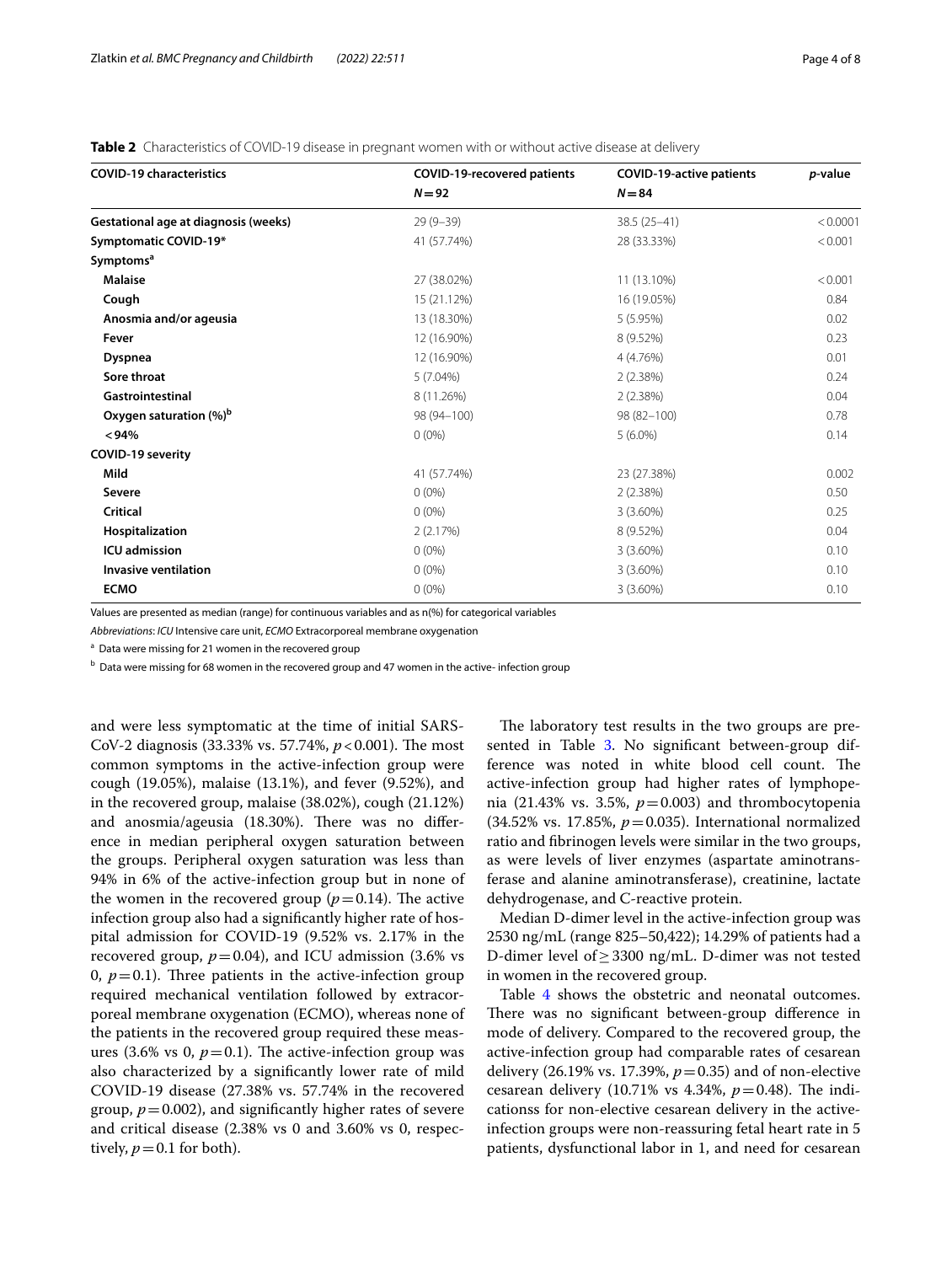**Table 2** Characteristics of COVID-19 disease in pregnant women with or without active disease at delivery

| COVID-19 characteristics | COVID-19-recovered patients $N=92$ | COVID-19-active patients $N=84$ | p-value |
|---|---|---|---|
| **Gestational age at diagnosis (weeks)** | 29 (9–39) | 38.5 (25–41) | < 0.0001 |
| **Symptomatic COVID-19*** | 41 (57.74%) | 28 (33.33%) | < 0.001 |
| **Symptoms**[a] | | | |
| **Malaise** | 27 (38.02%) | 11 (13.10%) | < 0.001 |
| **Cough** | 15 (21.12%) | 16 (19.05%) | 0.84 |
| **Anosmia and/or ageusia** | 13 (18.30%) | 5 (5.95%) | 0.02 |
| **Fever** | 12 (16.90%) | 8 (9.52%) | 0.23 |
| **Dyspnea** | 12 (16.90%) | 4 (4.76%) | 0.01 |
| **Sore throat** | 5 (7.04%) | 2 (2.38%) | 0.24 |
| **Gastrointestinal** | 8 (11.26%) | 2 (2.38%) | 0.04 |
| **Oxygen saturation (%)**[b] | 98 (94–100) | 98 (82–100) | 0.78 |
| **< 94%** | 0 (0%) | 5 (6.0%) | 0.14 |
| **COVID-19 severity** | | | |
| **Mild** | 41 (57.74%) | 23 (27.38%) | 0.002 |
| **Severe** | 0 (0%) | 2 (2.38%) | 0.50 |
| **Critical** | 0 (0%) | 3 (3.60%) | 0.25 |
| **Hospitalization** | 2 (2.17%) | 8 (9.52%) | 0.04 |
| **ICU admission** | 0 (0%) | 3 (3.60%) | 0.10 |
| **Invasive ventilation** | 0 (0%) | 3 (3.60%) | 0.10 |
| **ECMO** | 0 (0%) | 3 (3.60%) | 0.10 |

Values are presented as median (range) for continuous variables and as n(%) for categorical variables

*Abbreviations*: *ICU* Intensive care unit, *ECMO* Extracorporeal membrane oxygenation

[a] Data were missing for 21 women in the recovered group

[b] Data were missing for 68 women in the recovered group and 47 women in the active- infection group

and were less symptomatic at the time of initial SARS-CoV-2 diagnosis (33.33% vs. 57.74%, $p<0.001$). The most common symptoms in the active-infection group were cough (19.05%), malaise (13.1%), and fever (9.52%), and in the recovered group, malaise (38.02%), cough (21.12%) and anosmia/ageusia (18.30%). There was no difference in median peripheral oxygen saturation between the groups. Peripheral oxygen saturation was less than 94% in 6% of the active-infection group but in none of the women in the recovered group ($p=0.14$). The active infection group also had a significantly higher rate of hospital admission for COVID-19 (9.52% vs. 2.17% in the recovered group, $p=0.04$), and ICU admission (3.6% vs 0, $p=0.1$). Three patients in the active-infection group required mechanical ventilation followed by extracorporeal membrane oxygenation (ECMO), whereas none of the patients in the recovered group required these measures (3.6% vs 0, $p=0.1$). The active-infection group was also characterized by a significantly lower rate of mild COVID-19 disease (27.38% vs. 57.74% in the recovered group, $p=0.002$), and significantly higher rates of severe and critical disease (2.38% vs 0 and 3.60% vs 0, respectively, $p=0.1$ for both).

The laboratory test results in the two groups are presented in Table 3. No significant between-group difference was noted in white blood cell count. The active-infection group had higher rates of lymphopenia (21.43% vs. 3.5%, $p=0.003$) and thrombocytopenia (34.52% vs. 17.85%, $p=0.035$). International normalized ratio and fibrinogen levels were similar in the two groups, as were levels of liver enzymes (aspartate aminotransferase and alanine aminotransferase), creatinine, lactate dehydrogenase, and C-reactive protein.

Median D-dimer level in the active-infection group was 2530 ng/mL (range 825–50,422); 14.29% of patients had a D-dimer level of $\geq$ 3300 ng/mL. D-dimer was not tested in women in the recovered group.

Table 4 shows the obstetric and neonatal outcomes. There was no significant between-group difference in mode of delivery. Compared to the recovered group, the active-infection group had comparable rates of cesarean delivery (26.19% vs. 17.39%, $p=0.35$) and of non-elective cesarean delivery (10.71% vs 4.34%, $p=0.48$). The indicationss for non-elective cesarean delivery in the active-infection groups were non-reassuring fetal heart rate in 5 patients, dysfunctional labor in 1, and need for cesarean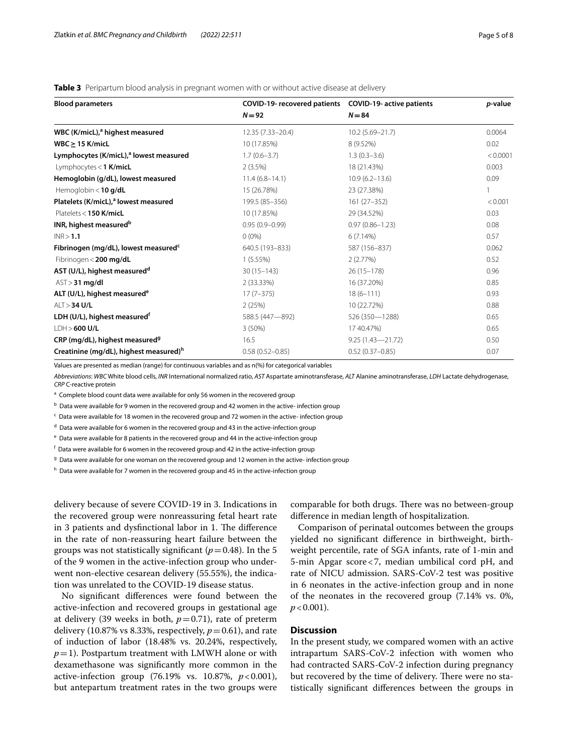**Table 3** Peripartum blood analysis in pregnant women with or without active disease at delivery

| Blood parameters | COVID-19- recovered patients $N = 92$ | COVID-19- active patients $N = 84$ | *p*-value |
|---|---|---|---|
| **WBC (K/micL),[a] highest measured** | 12.35 (7.33–20.4) | 10.2 (5.69–21.7) | 0.0064 |
| **WBC ≥ 15 K/micL** | 10 (17.85%) | 8 (9.52%) | 0.02 |
| **Lymphocytes (K/micL),[a] lowest measured** | 1.7 (0.6–3.7) | 1.3 (0.3–3.6) | < 0.0001 |
| Lymphocytes < **1 K/micL** | 2 (3.5%) | 18 (21.43%) | 0.003 |
| **Hemoglobin (g/dL), lowest measured** | 11.4 (6.8–14.1) | 10.9 (6.2–13.6) | 0.09 |
| Hemoglobin < **10 g/dL** | 15 (26.78%) | 23 (27.38%) | 1 |
| **Platelets (K/micL),[a] lowest measured** | 199.5 (85–356) | 161 (27–352) | < 0.001 |
| Platelets < **150 K/micL** | 10 (17.85%) | 29 (34.52%) | 0.03 |
| **INR, highest measured[b]** | 0.95 (0.9–0.99) | 0.97 (0.86–1.23) | 0.08 |
| INR > **1.1** | 0 (0%) | 6 (7.14%) | 0.57 |
| **Fibrinogen (mg/dL), lowest measured[c]** | 640.5 (193–833) | 587 (156–837) | 0.062 |
| Fibrinogen < **200 mg/dL** | 1 (5.55%) | 2 (2.77%) | 0.52 |
| **AST (U/L), highest measured[d]** | 30 (15–143) | 26 (15–178) | 0.96 |
| AST > **31 mg/dl** | 2 (33.33%) | 16 (37.20%) | 0.85 |
| **ALT (U/L), highest measured[e]** | 17 (7–375) | 18 (6–111) | 0.93 |
| ALT > **34 U/L** | 2 (25%) | 10 (22.72%) | 0.88 |
| **LDH (U/L), highest measured[f]** | 588.5 (447—892) | 526 (350—1288) | 0.65 |
| LDH > **600 U/L** | 3 (50%) | 17 40.47%) | 0.65 |
| **CRP (mg/dL), highest measured[g]** | 16.5 | 9.25 (1.43—21.72) | 0.50 |
| **Creatinine (mg/dL), highest measured)[h]** | 0.58 (0.52–0.85) | 0.52 (0.37–0.85) | 0.07 |

Values are presented as median (range) for continuous variables and as n(%) for categorical variables

*Abbreviations*: *WBC* White blood cells, *INR* International normalized ratio, *AST* Aspartate aminotransferase, *ALT* Alanine aminotransferase, *LDH* Lactate dehydrogenase, *CRP* C-reactive protein

[a] Complete blood count data were available for only 56 women in the recovered group

[b] Data were available for 9 women in the recovered group and 42 women in the active- infection group

[c] Data were available for 18 women in the recovered group and 72 women in the active- infection group

[d] Data were available for 6 women in the recovered group and 43 in the active-infection group

[e] Data were available for 8 patients in the recovered group and 44 in the active-infection group

[f] Data were available for 6 women in the recovered group and 42 in the active-infection group

[g] Data were available for one woman on the recovered group and 12 women in the active- infection group

[h] Data were available for 7 women in the recovered group and 45 in the active-infection group

delivery because of severe COVID-19 in 3. Indications in the recovered group were nonreassuring fetal heart rate in 3 patients and dysfunctional labor in 1. The difference in the rate of non-reassuring heart failure between the groups was not statistically significant ($p = 0.48$). In the 5 of the 9 women in the active-infection group who underwent non-elective cesarean delivery (55.55%), the indication was unrelated to the COVID-19 disease status.

No significant differences were found between the active-infection and recovered groups in gestational age at delivery (39 weeks in both, $p = 0.71$), rate of preterm delivery (10.87% vs 8.33%, respectively, $p = 0.61$), and rate of induction of labor (18.48% vs. 20.24%, respectively, $p = 1$). Postpartum treatment with LMWH alone or with dexamethasone was significantly more common in the active-infection group (76.19% vs. 10.87%, $p < 0.001$), but antepartum treatment rates in the two groups were comparable for both drugs. There was no between-group difference in median length of hospitalization.

Comparison of perinatal outcomes between the groups yielded no significant difference in birthweight, birthweight percentile, rate of SGA infants, rate of 1-min and 5-min Apgar score < 7, median umbilical cord pH, and rate of NICU admission. SARS-CoV-2 test was positive in 6 neonates in the active-infection group and in none of the neonates in the recovered group (7.14% vs. 0%, $p < 0.001$).

## Discussion

In the present study, we compared women with an active intrapartum SARS-CoV-2 infection with women who had contracted SARS-CoV-2 infection during pregnancy but recovered by the time of delivery. There no statistically significant differences between the groups in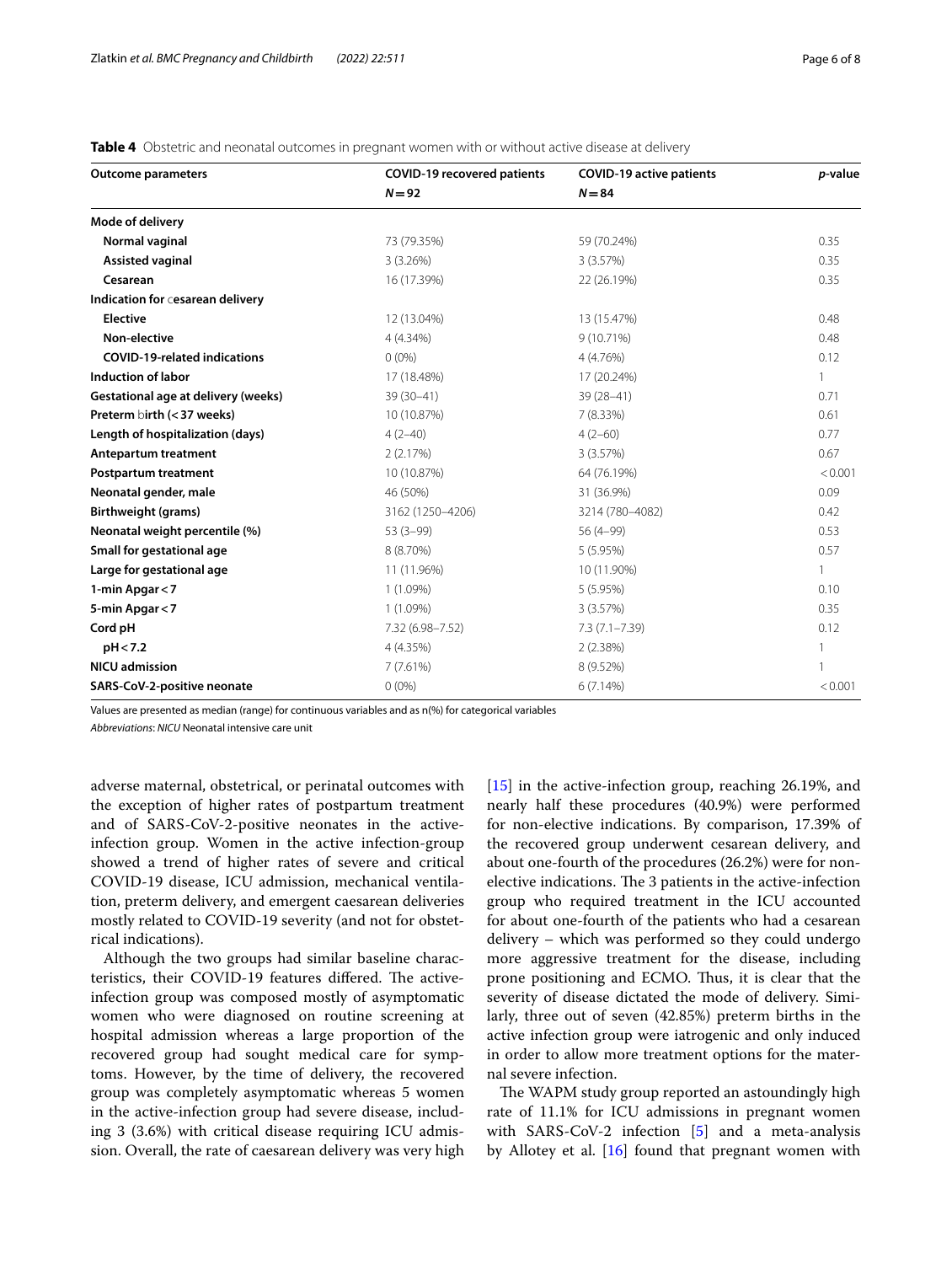**Table 4** Obstetric and neonatal outcomes in pregnant women with or without active disease at delivery

| Outcome parameters | COVID-19 recovered patients N = 92 | COVID-19 active patients N = 84 | *p*-value |
|---|---|---|---|
| **Mode of delivery** | | | |
| **Normal vaginal** | 73 (79.35%) | 59 (70.24%) | 0.35 |
| **Assisted vaginal** | 3 (3.26%) | 3 (3.57%) | 0.35 |
| **Cesarean** | 16 (17.39%) | 22 (26.19%) | 0.35 |
| **Indication for cesarean delivery** | | | |
| **Elective** | 12 (13.04%) | 13 (15.47%) | 0.48 |
| **Non-elective** | 4 (4.34%) | 9 (10.71%) | 0.48 |
| **COVID-19-related indications** | 0 (0%) | 4 (4.76%) | 0.12 |
| **Induction of labor** | 17 (18.48%) | 17 (20.24%) | 1 |
| **Gestational age at delivery (weeks)** | 39 (30–41) | 39 (28–41) | 0.71 |
| **Preterm birth (<37 weeks)** | 10 (10.87%) | 7 (8.33%) | 0.61 |
| **Length of hospitalization (days)** | 4 (2–40) | 4 (2–60) | 0.77 |
| **Antepartum treatment** | 2 (2.17%) | 3 (3.57%) | 0.67 |
| **Postpartum treatment** | 10 (10.87%) | 64 (76.19%) | <0.001 |
| **Neonatal gender, male** | 46 (50%) | 31 (36.9%) | 0.09 |
| **Birthweight (grams)** | 3162 (1250–4206) | 3214 (780–4082) | 0.42 |
| **Neonatal weight percentile (%)** | 53 (3–99) | 56 (4–99) | 0.53 |
| **Small for gestational age** | 8 (8.70%) | 5 (5.95%) | 0.57 |
| **Large for gestational age** | 11 (11.96%) | 10 (11.90%) | 1 |
| **1-min Apgar <7** | 1 (1.09%) | 5 (5.95%) | 0.10 |
| **5-min Apgar <7** | 1 (1.09%) | 3 (3.57%) | 0.35 |
| **Cord pH** | 7.32 (6.98–7.52) | 7.3 (7.1–7.39) | 0.12 |
| **pH <7.2** | 4 (4.35%) | 2 (2.38%) | 1 |
| **NICU admission** | 7 (7.61%) | 8 (9.52%) | 1 |
| **SARS-CoV-2-positive neonate** | 0 (0%) | 6 (7.14%) | <0.001 |

Values are presented as median (range) for continuous variables and as n(%) for categorical variables

*Abbreviations*: *NICU* Neonatal intensive care unit

adverse maternal, obstetrical, or perinatal outcomes with the exception of higher rates of postpartum treatment and of SARS-CoV-2-positive neonates in the active-infection group. Women in the active infection-group showed a trend of higher rates of severe and critical COVID-19 disease, ICU admission, mechanical ventilation, preterm delivery, and emergent caesarean deliveries mostly related to COVID-19 severity (and not for obstetrical indications).

Although the two groups had similar baseline characteristics, their COVID-19 features differed. The active-infection group was composed mostly of asymptomatic women who were diagnosed on routine screening at hospital admission whereas a large proportion of the recovered group had sought medical care for symptoms. However, by the time of delivery, the recovered group was completely asymptomatic whereas 5 women in the active-infection group had severe disease, including 3 (3.6%) with critical disease requiring ICU admission. Overall, the rate of caesarean delivery was very high [15] in the active-infection group, reaching 26.19%, and nearly half these procedures (40.9%) were performed for non-elective indications. By comparison, 17.39% of the recovered group underwent cesarean delivery, and about one-fourth of the procedures (26.2%) were for non-elective indications. The 3 patients in the active-infection group who required treatment in the ICU accounted for about one-fourth of the patients who had a cesarean delivery – which was performed so they could undergo more aggressive treatment for the disease, including prone positioning and ECMO. Thus, it is clear that the severity of disease dictated the mode of delivery. Similarly, three out of seven (42.85%) preterm births in the active infection group were iatrogenic and only induced in order to allow more treatment options for the maternal severe infection.

The WAPM study group reported an astoundingly high rate of 11.1% for ICU admissions in pregnant women with SARS-CoV-2 infection [5] and a meta-analysis by Allotey et al. [16] found that pregnant women with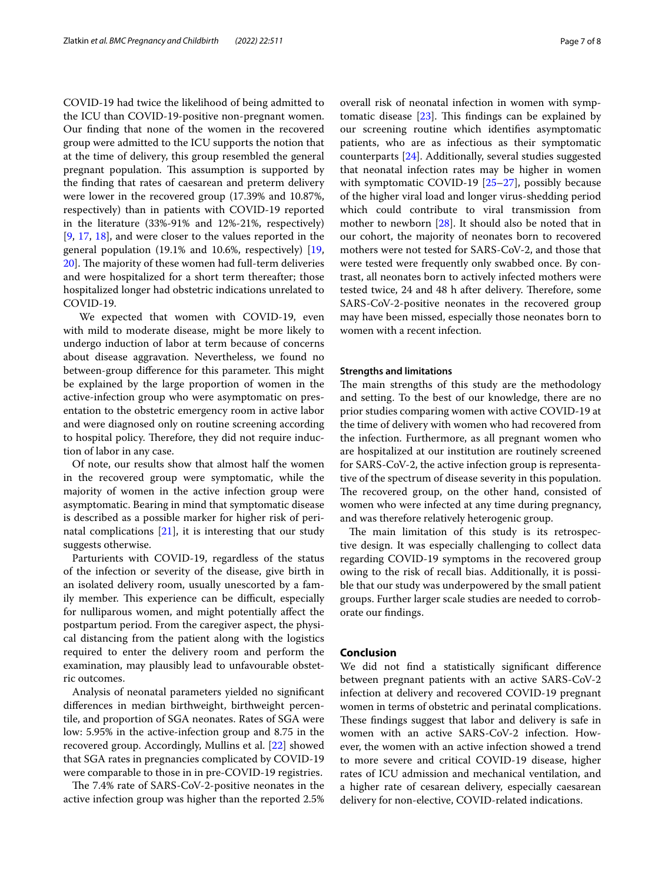COVID-19 had twice the likelihood of being admitted to the ICU than COVID-19-positive non-pregnant women. Our finding that none of the women in the recovered group were admitted to the ICU supports the notion that at the time of delivery, this group resembled the general pregnant population. This assumption is supported by the finding that rates of caesarean and preterm delivery were lower in the recovered group (17.39% and 10.87%, respectively) than in patients with COVID-19 reported in the literature (33%-91% and 12%-21%, respectively) [9, 17, 18], and were closer to the values reported in the general population (19.1% and 10.6%, respectively) [19, 20]. The majority of these women had full-term deliveries and were hospitalized for a short term thereafter; those hospitalized longer had obstetric indications unrelated to COVID-19.

We expected that women with COVID-19, even with mild to moderate disease, might be more likely to undergo induction of labor at term because of concerns about disease aggravation. Nevertheless, we found no between-group difference for this parameter. This might be explained by the large proportion of women in the active-infection group who were asymptomatic on presentation to the obstetric emergency room in active labor and were diagnosed only on routine screening according to hospital policy. Therefore, they did not require induction of labor in any case.

Of note, our results show that almost half the women in the recovered group were symptomatic, while the majority of women in the active infection group were asymptomatic. Bearing in mind that symptomatic disease is described as a possible marker for higher risk of perinatal complications [21], it is interesting that our study suggests otherwise.

Parturients with COVID-19, regardless of the status of the infection or severity of the disease, give birth in an isolated delivery room, usually unescorted by a family member. This experience can be difficult, especially for nulliparous women, and might potentially affect the postpartum period. From the caregiver aspect, the physical distancing from the patient along with the logistics required to enter the delivery room and perform the examination, may plausibly lead to unfavourable obstetric outcomes.

Analysis of neonatal parameters yielded no significant differences in median birthweight, birthweight percentile, and proportion of SGA neonates. Rates of SGA were low: 5.95% in the active-infection group and 8.75 in the recovered group. Accordingly, Mullins et al. [22] showed that SGA rates in pregnancies complicated by COVID-19 were comparable to those in in pre-COVID-19 registries.

The 7.4% rate of SARS-CoV-2-positive neonates in the active infection group was higher than the reported 2.5% overall risk of neonatal infection in women with symptomatic disease [23]. This findings can be explained by our screening routine which identifies asymptomatic patients, who are as infectious as their symptomatic counterparts [24]. Additionally, several studies suggested that neonatal infection rates may be higher in women with symptomatic COVID-19 [25–27], possibly because of the higher viral load and longer virus-shedding period which could contribute to viral transmission from mother to newborn [28]. It should also be noted that in our cohort, the majority of neonates born to recovered mothers were not tested for SARS-CoV-2, and those that were tested were frequently only swabbed once. By contrast, all neonates born to actively infected mothers were tested twice, 24 and 48 h after delivery. Therefore, some SARS-CoV-2-positive neonates in the recovered group may have been missed, especially those neonates born to women with a recent infection.

### Strengths and limitations

The main strengths of this study are the methodology and setting. To the best of our knowledge, there are no prior studies comparing women with active COVID-19 at the time of delivery with women who had recovered from the infection. Furthermore, as all pregnant women who are hospitalized at our institution are routinely screened for SARS-CoV-2, the active infection group is representative of the spectrum of disease severity in this population. The recovered group, on the other hand, consisted of women who were infected at any time during pregnancy, and was therefore relatively heterogenic group.

The main limitation of this study is its retrospective design. It was especially challenging to collect data regarding COVID-19 symptoms in the recovered group owing to the risk of recall bias. Additionally, it is possible that our study was underpowered by the small patient groups. Further larger scale studies are needed to corroborate our findings.

## Conclusion

We did not find a statistically significant difference between pregnant patients with an active SARS-CoV-2 infection at delivery and recovered COVID-19 pregnant women in terms of obstetric and perinatal complications. These findings suggest that labor and delivery is safe in women with an active SARS-CoV-2 infection. However, the women with an active infection showed a trend to more severe and critical COVID-19 disease, higher rates of ICU admission and mechanical ventilation, and a higher rate of cesarean delivery, especially caesarean delivery for non-elective, COVID-related indications.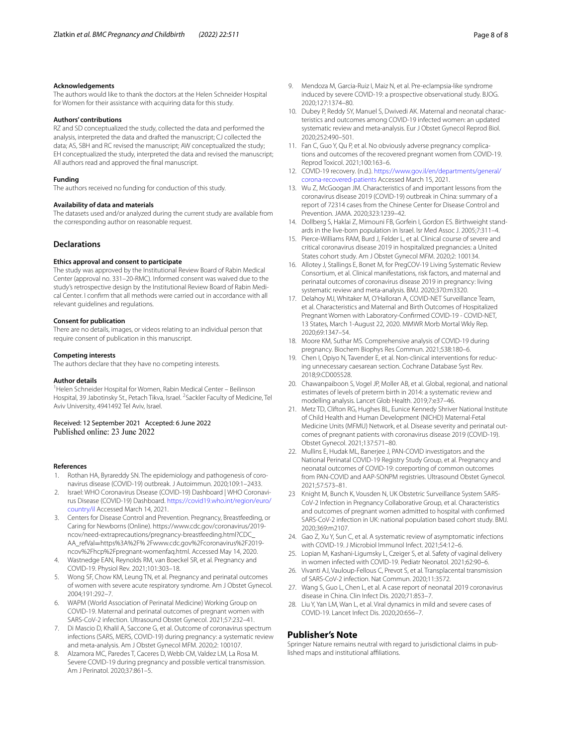**Acknowledgements**

The authors would like to thank the doctors at the Helen Schneider Hospital for Women for their assistance with acquiring data for this study.

**Authors' contributions**

RZ and SD conceptualized the study, collected the data and performed the analysis, interpreted the data and drafted the manuscript; CJ collected the data; AS, SBH and RC revised the manuscript; AW conceptualized the study; EH conceptualized the study, interpreted the data and revised the manuscript; All authors read and approved the final manuscript.

**Funding**

The authors received no funding for conduction of this study.

**Availability of data and materials**

The datasets used and/or analyzed during the current study are available from the corresponding author on reasonable request.

## Declarations

**Ethics approval and consent to participate**

The study was approved by the Institutional Review Board of Rabin Medical Center (approval no. 331–20-RMC). Informed consent was waived due to the study's retrospective design by the Institutional Review Board of Rabin Medical Center. I confirm that all methods were carried out in accordance with all relevant guidelines and regulations.

**Consent for publication**

There are no details, images, or videos relating to an individual person that require consent of publication in this manuscript.

**Competing interests**

The authors declare that they have no competing interests.

**Author details**

[1]Helen Schneider Hospital for Women, Rabin Medical Center – Beilinson Hospital, 39 Jabotinsky St., Petach Tikva, Israel. [2]Sackler Faculty of Medicine, Tel Aviv University, 4941492 Tel Aviv, Israel.

Received: 12 September 2021 Accepted: 6 June 2022
Published online: 23 June 2022

**References**

1. Rothan HA, Byrareddy SN. The epidemiology and pathogenesis of coronavirus disease (COVID-19) outbreak. J Autoimmun. 2020;109:1–2433.
2. Israel: WHO Coronavirus Disease (COVID-19) Dashboard | WHO Coronavirus Disease (COVID-19) Dashboard. https://covid19.who.int/region/euro/country/il Accessed March 14, 2021.
3. Centers for Disease Control and Prevention. Pregnancy, Breastfeeding, or Caring for Newborns (Online). https://www.cdc.gov/coronavirus/2019-ncov/need-extraprecautions/pregnancy-breastfeeding.html?CDC_AA_refVal=https%3A%2F% 2Fwww.cdc.gov%2Fcoronavirus%2F2019-ncov%2Fhcp%2Fpregnant-womenfaq.html. Accessed May 14, 2020.
4. Wastnedge EAN, Reynolds RM, van Boeckel SR, et al. Pregnancy and COVID-19. Physiol Rev. 2021;101:303–18.
5. Wong SF, Chow KM, Leung TN, et al. Pregnancy and perinatal outcomes of women with severe acute respiratory syndrome. Am J Obstet Gynecol. 2004;191:292–7.
6. WAPM (World Association of Perinatal Medicine) Working Group on COVID-19. Maternal and perinatal outcomes of pregnant women with SARS-CoV-2 infection. Ultrasound Obstet Gynecol. 2021;57:232–41.
7. Di Mascio D, Khalil A, Saccone G, et al. Outcome of coronavirus spectrum infections (SARS, MERS, COVID-19) during pregnancy: a systematic review and meta-analysis. Am J Obstet Gynecol MFM. 2020;2: 100107.
8. Alzamora MC, Paredes T, Caceres D, Webb CM, Valdez LM, La Rosa M. Severe COVID-19 during pregnancy and possible vertical transmission. Am J Perinatol. 2020;37:861–5.
9. Mendoza M, Garcia-Ruiz I, Maiz N, et al. Pre-eclampsia-like syndrome induced by severe COVID-19: a prospective observational study. BJOG. 2020;127:1374–80.
10. Dubey P, Reddy SY, Manuel S, Dwivedi AK. Maternal and neonatal characteristics and outcomes among COVID-19 infected women: an updated systematic review and meta-analysis. Eur J Obstet Gynecol Reprod Biol. 2020;252:490–501.
11. Fan C, Guo Y, Qu P, et al. No obviously adverse pregnancy complications and outcomes of the recovered pregnant women from COVID-19. Reprod Toxicol. 2021;100:163–6.
12. COVID-19 recovery. (n.d.). https://www.gov.il/en/departments/general/corona-recovered-patients Accessed March 15, 2021.
13. Wu Z, McGoogan JM. Characteristics of and important lessons from the coronavirus disease 2019 (COVID-19) outbreak in China: summary of a report of 72314 cases from the Chinese Center for Disease Control and Prevention. JAMA. 2020;323:1239–42.
14. Dollberg S, Haklai Z, Mimouni FB, Gorfein I, Gordon ES. Birthweight standards in the live-born population in Israel. Isr Med Assoc J. 2005;7:311–4.
15. Pierce-Williams RAM, Burd J, Felder L, et al. Clinical course of severe and critical coronavirus disease 2019 in hospitalized pregnancies: a United States cohort study. Am J Obstet Gynecol MFM. 2020;2: 100134.
16. Allotey J, Stallings E, Bonet M, for PregCOV-19 Living Systematic Review Consortium, et al. Clinical manifestations, risk factors, and maternal and perinatal outcomes of coronavirus disease 2019 in pregnancy: living systematic review and meta-analysis. BMJ. 2020;370:m3320.
17. Delahoy MJ, Whitaker M, O'Halloran A, COVID-NET Surveillance Team, et al. Characteristics and Maternal and Birth Outcomes of Hospitalized Pregnant Women with Laboratory-Confirmed COVID-19 - COVID-NET, 13 States, March 1-August 22, 2020. MMWR Morb Mortal Wkly Rep. 2020;69:1347–54.
18. Moore KM, Suthar MS. Comprehensive analysis of COVID-19 during pregnancy. Biochem Biophys Res Commun. 2021;538:180–6.
19. Chen I, Opiyo N, Tavender E, et al. Non-clinical interventions for reducing unnecessary caesarean section. Cochrane Database Syst Rev. 2018;9:CD005528.
20. Chawanpaiboon S, Vogel JP, Moller AB, et al. Global, regional, and national estimates of levels of preterm birth in 2014: a systematic review and modelling analysis. Lancet Glob Health. 2019;7:e37–46.
21. Metz TD, Clifton RG, Hughes BL, Eunice Kennedy Shriver National Institute of Child Health and Human Development (NICHD) Maternal-Fetal Medicine Units (MFMU) Network, et al. Disease severity and perinatal outcomes of pregnant patients with coronavirus disease 2019 (COVID-19). Obstet Gynecol. 2021;137:571–80.
22. Mullins E, Hudak ML, Banerjee J, PAN-COVID investigators and the National Perinatal COVID-19 Registry Study Group, et al. Pregnancy and neonatal outcomes of COVID-19: coreporting of common outcomes from PAN-COVID and AAP-SONPM registries. Ultrasound Obstet Gynecol. 2021;57:573–81.
23. Knight M, Bunch K, Vousden N, UK Obstetric Surveillance System SARS-CoV-2 Infection in Pregnancy Collaborative Group, et al. Characteristics and outcomes of pregnant women admitted to hospital with confirmed SARS-CoV-2 infection in UK: national population based cohort study. BMJ. 2020;369:m2107.
24. Gao Z, Xu Y, Sun C, et al. A systematic review of asymptomatic infections with COVID-19. J Microbiol Immunol Infect. 2021;54:12–6.
25. Lopian M, Kashani-Ligumsky L, Czeiger S, et al. Safety of vaginal delivery in women infected with COVID-19. Pediatr Neonatol. 2021;62:90–6.
26. Vivanti AJ, Vauloup-Fellous C, Prevot S, et al. Transplacental transmission of SARS-CoV-2 infection. Nat Commun. 2020;11:3572.
27. Wang S, Guo L, Chen L, et al. A case report of neonatal 2019 coronavirus disease in China. Clin Infect Dis. 2020;71:853–7.
28. Liu Y, Yan LM, Wan L, et al. Viral dynamics in mild and severe cases of COVID-19. Lancet Infect Dis. 2020;20:656–7.

## Publisher's Note

Springer Nature remains neutral with regard to jurisdictional claims in published maps and institutional affiliations.